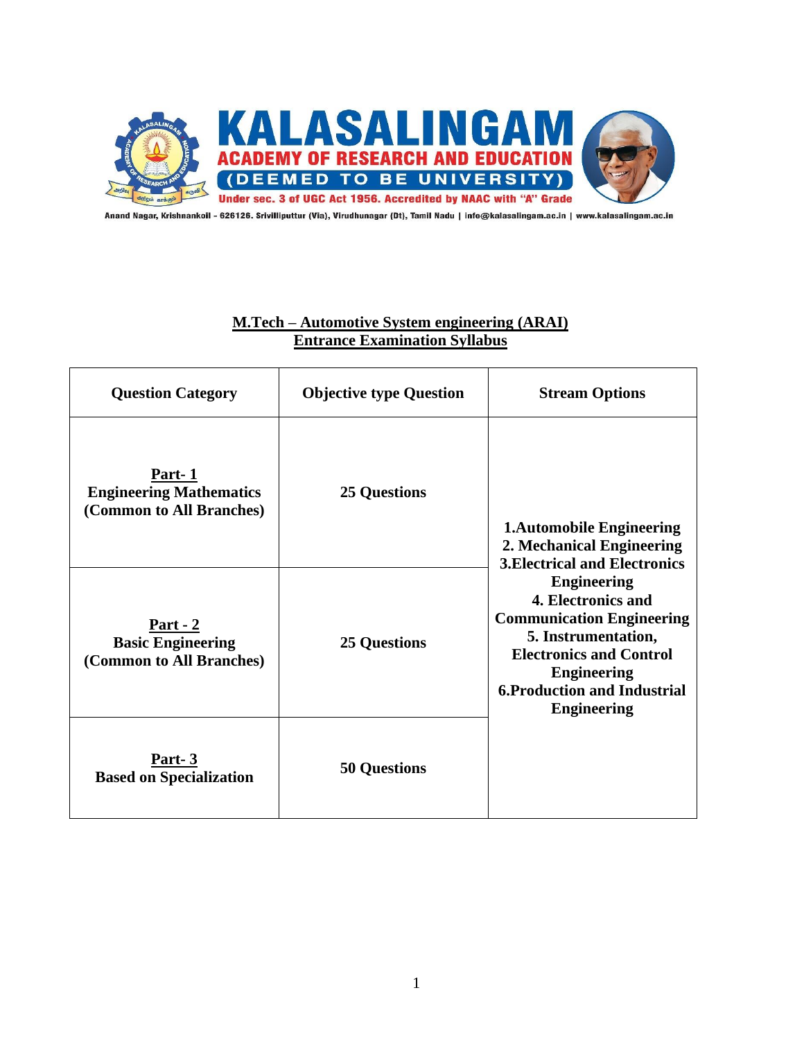# KALASALINGAM ACADEMY OF RESEARCH AND EDUCATION

(DEEMED TO BE UNIVERSITY)

Under sec. 3 of UGC Act 1956. Accredited by NAAC with "A" Grade

Anand Nagar, Krishnankoil - 626126. Srivilliputtur (Via), Virudhunagar (Dt), Tamil Nadu | info@kalasalingam.ac.in | www.kalasalingam.ac.in

## M.Tech – Automotive System engineering (ARAI)
## Entrance Examination Syllabus

| Question Category | Objective type Question | Stream Options |
|---|---|---|
| **Part- 1**<br>**Engineering Mathematics (Common to All Branches)** | **25 Questions** | **1.Automobile Engineering**<br>**2. Mechanical Engineering**<br>**3.Electrical and Electronics Engineering**<br>**4. Electronics and Communication Engineering**<br>**5. Instrumentation, Electronics and Control Engineering**<br>**6.Production and Industrial Engineering** |
| **Part - 2**<br>**Basic Engineering (Common to All Branches)** | **25 Questions** | |
| **Part- 3**<br>**Based on Specialization** | **50 Questions** | |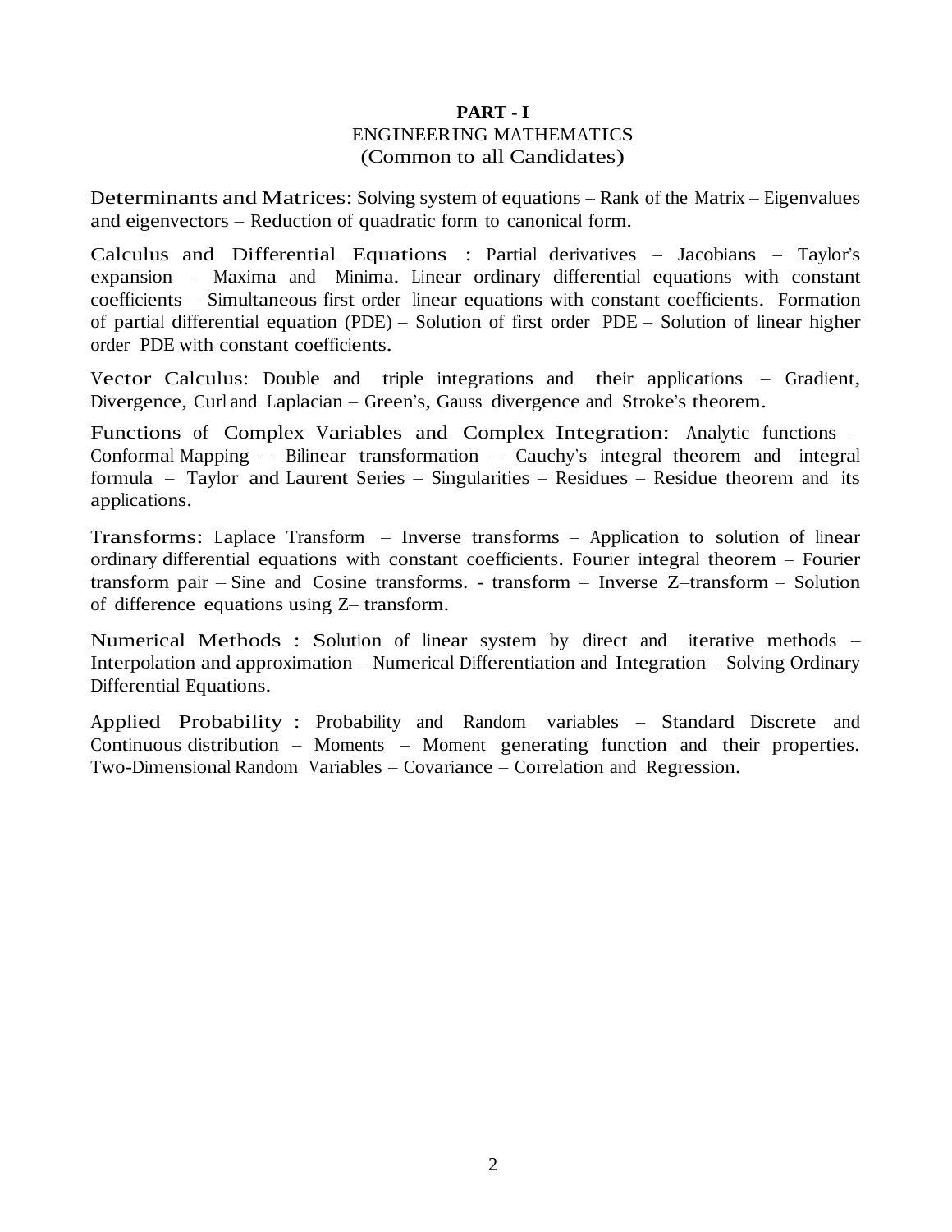## PART - I
### ENGINEERING MATHEMATICS
(Common to all Candidates)

**Determinants and Matrices:** Solving system of equations – Rank of the Matrix – Eigenvalues and eigenvectors – Reduction of quadratic form to canonical form.

**Calculus and Differential Equations :** Partial derivatives – Jacobians – Taylor's expansion – Maxima and Minima. Linear ordinary differential equations with constant coefficients – Simultaneous first order linear equations with constant coefficients. Formation of partial differential equation (PDE) – Solution of first order PDE – Solution of linear higher order PDE with constant coefficients.

**Vector Calculus:** Double and triple integrations and their applications – Gradient, Divergence, Curl and Laplacian – Green's, Gauss divergence and Stroke's theorem.

**Functions of Complex Variables and Complex Integration:** Analytic functions – Conformal Mapping – Bilinear transformation – Cauchy's integral theorem and integral formula – Taylor and Laurent Series – Singularities – Residues – Residue theorem and its applications.

**Transforms:** Laplace Transform – Inverse transforms – Application to solution of linear ordinary differential equations with constant coefficients. Fourier integral theorem – Fourier transform pair – Sine and Cosine transforms. - transform – Inverse Z–transform – Solution of difference equations using Z– transform.

**Numerical Methods :** Solution of linear system by direct and iterative methods – Interpolation and approximation – Numerical Differentiation and Integration – Solving Ordinary Differential Equations.

**Applied Probability :** Probability and Random variables – Standard Discrete and Continuous distribution – Moments – Moment generating function and their properties. Two-Dimensional Random Variables – Covariance – Correlation and Regression.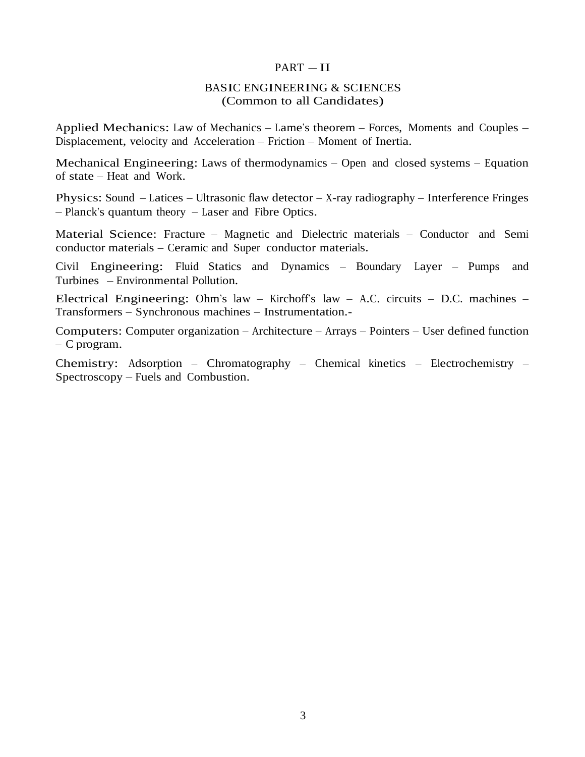## PART – II

### BASIC ENGINEERING & SCIENCES
(Common to all Candidates)

**Applied Mechanics:** Law of Mechanics – Lame's theorem – Forces, Moments and Couples – Displacement, velocity and Acceleration – Friction – Moment of Inertia.

**Mechanical Engineering:** Laws of thermodynamics – Open and closed systems – Equation of state – Heat and Work.

**Physics:** Sound – Latices – Ultrasonic flaw detector – X-ray radiography – Interference Fringes – Planck's quantum theory – Laser and Fibre Optics.

**Material Science:** Fracture – Magnetic and Dielectric materials – Conductor and Semi conductor materials – Ceramic and Super conductor materials.

**Civil Engineering:** Fluid Statics and Dynamics – Boundary Layer – Pumps and Turbines – Environmental Pollution.

**Electrical Engineering:** Ohm's law – Kirchoff's law – A.C. circuits – D.C. machines – Transformers – Synchronous machines – Instrumentation.-

**Computers:** Computer organization – Architecture – Arrays – Pointers – User defined function – C program.

**Chemistry:** Adsorption – Chromatography – Chemical kinetics – Electrochemistry – Spectroscopy – Fuels and Combustion.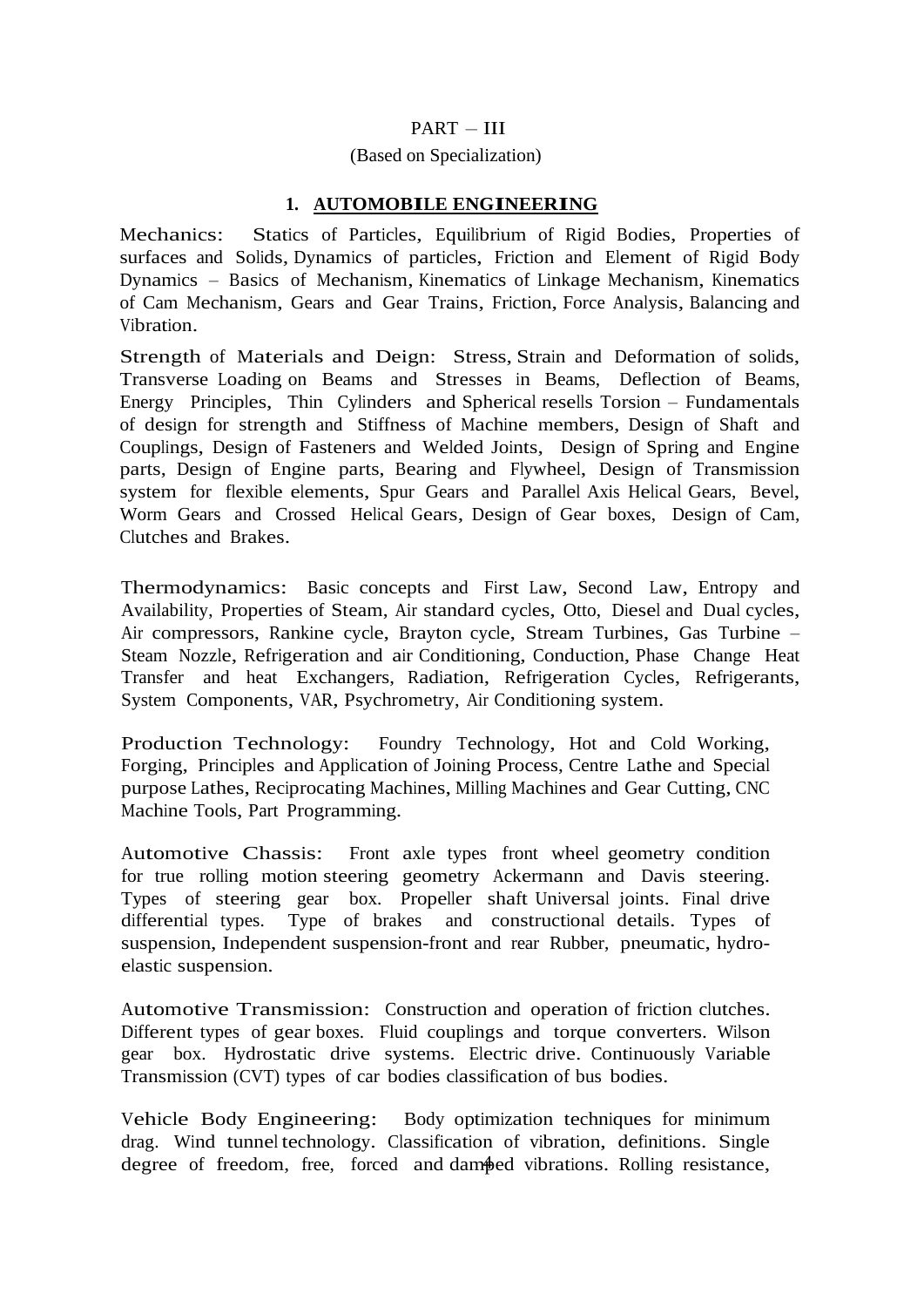PART – III

(Based on Specialization)

## 1. AUTOMOBILE ENGINEERING

Mechanics: Statics of Particles, Equilibrium of Rigid Bodies, Properties of surfaces and Solids, Dynamics of particles, Friction and Element of Rigid Body Dynamics – Basics of Mechanism, Kinematics of Linkage Mechanism, Kinematics of Cam Mechanism, Gears and Gear Trains, Friction, Force Analysis, Balancing and Vibration.

Strength of Materials and Deign: Stress, Strain and Deformation of solids, Transverse Loading on Beams and Stresses in Beams, Deflection of Beams, Energy Principles, Thin Cylinders and Spherical resells Torsion – Fundamentals of design for strength and Stiffness of Machine members, Design of Shaft and Couplings, Design of Fasteners and Welded Joints, Design of Spring and Engine parts, Design of Engine parts, Bearing and Flywheel, Design of Transmission system for flexible elements, Spur Gears and Parallel Axis Helical Gears, Bevel, Worm Gears and Crossed Helical Gears, Design of Gear boxes, Design of Cam, Clutches and Brakes.

Thermodynamics: Basic concepts and First Law, Second Law, Entropy and Availability, Properties of Steam, Air standard cycles, Otto, Diesel and Dual cycles, Air compressors, Rankine cycle, Brayton cycle, Stream Turbines, Gas Turbine – Steam Nozzle, Refrigeration and air Conditioning, Conduction, Phase Change Heat Transfer and heat Exchangers, Radiation, Refrigeration Cycles, Refrigerants, System Components, VAR, Psychrometry, Air Conditioning system.

Production Technology: Foundry Technology, Hot and Cold Working, Forging, Principles and Application of Joining Process, Centre Lathe and Special purpose Lathes, Reciprocating Machines, Milling Machines and Gear Cutting, CNC Machine Tools, Part Programming.

Automotive Chassis: Front axle types front wheel geometry condition for true rolling motion steering geometry Ackermann and Davis steering. Types of steering gear box. Propeller shaft Universal joints. Final drive differential types. Type of brakes and constructional details. Types of suspension, Independent suspension-front and rear Rubber, pneumatic, hydro-elastic suspension.

Automotive Transmission: Construction and operation of friction clutches. Different types of gear boxes. Fluid couplings and torque converters. Wilson gear box. Hydrostatic drive systems. Electric drive. Continuously Variable Transmission (CVT) types of car bodies classification of bus bodies.

Vehicle Body Engineering: Body optimization techniques for minimum drag. Wind tunnel technology. Classification of vibration, definitions. Single degree of freedom, free, forced and damped vibrations. Rolling resistance,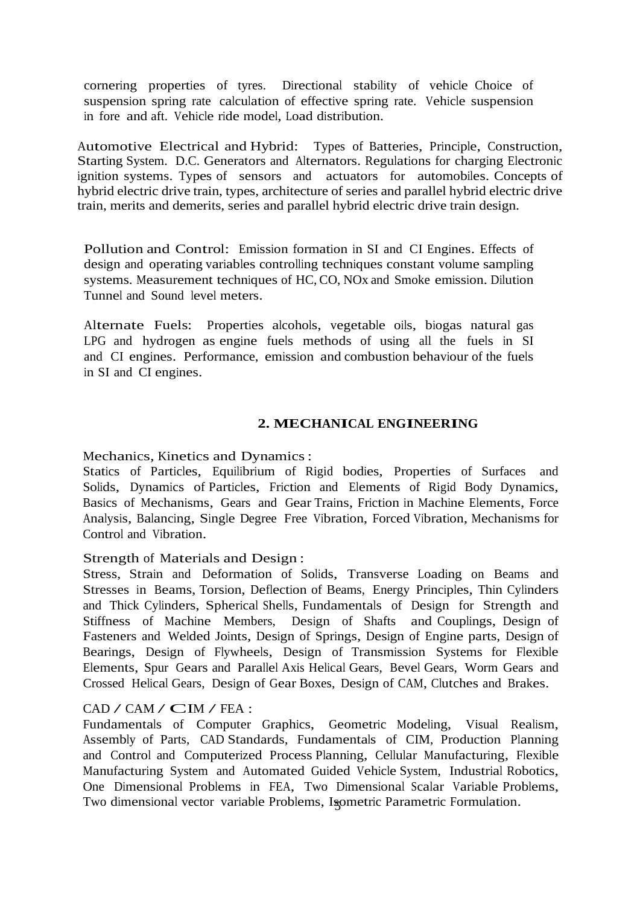cornering properties of tyres. Directional stability of vehicle Choice of suspension spring rate calculation of effective spring rate. Vehicle suspension in fore and aft. Vehicle ride model, Load distribution.

Automotive Electrical and Hybrid: Types of Batteries, Principle, Construction, Starting System. D.C. Generators and Alternators. Regulations for charging Electronic ignition systems. Types of sensors and actuators for automobiles. Concepts of hybrid electric drive train, types, architecture of series and parallel hybrid electric drive train, merits and demerits, series and parallel hybrid electric drive train design.

Pollution and Control: Emission formation in SI and CI Engines. Effects of design and operating variables controlling techniques constant volume sampling systems. Measurement techniques of HC, CO, NOx and Smoke emission. Dilution Tunnel and Sound level meters.

Alternate Fuels: Properties alcohols, vegetable oils, biogas natural gas LPG and hydrogen as engine fuels methods of using all the fuels in SI and CI engines. Performance, emission and combustion behaviour of the fuels in SI and CI engines.

## 2. MECHANICAL ENGINEERING

Mechanics, Kinetics and Dynamics :
Statics of Particles, Equilibrium of Rigid bodies, Properties of Surfaces and Solids, Dynamics of Particles, Friction and Elements of Rigid Body Dynamics, Basics of Mechanisms, Gears and Gear Trains, Friction in Machine Elements, Force Analysis, Balancing, Single Degree Free Vibration, Forced Vibration, Mechanisms for Control and Vibration.

Strength of Materials and Design :
Stress, Strain and Deformation of Solids, Transverse Loading on Beams and Stresses in Beams, Torsion, Deflection of Beams, Energy Principles, Thin Cylinders and Thick Cylinders, Spherical Shells, Fundamentals of Design for Strength and Stiffness of Machine Members, Design of Shafts and Couplings, Design of Fasteners and Welded Joints, Design of Springs, Design of Engine parts, Design of Bearings, Design of Flywheels, Design of Transmission Systems for Flexible Elements, Spur Gears and Parallel Axis Helical Gears, Bevel Gears, Worm Gears and Crossed Helical Gears, Design of Gear Boxes, Design of CAM, Clutches and Brakes.

CAD / CAM / CIM / FEA :
Fundamentals of Computer Graphics, Geometric Modeling, Visual Realism, Assembly of Parts, CAD Standards, Fundamentals of CIM, Production Planning and Control and Computerized Process Planning, Cellular Manufacturing, Flexible Manufacturing System and Automated Guided Vehicle System, Industrial Robotics, One Dimensional Problems in FEA, Two Dimensional Scalar Variable Problems, Two dimensional vector variable Problems, Isometric Parametric Formulation.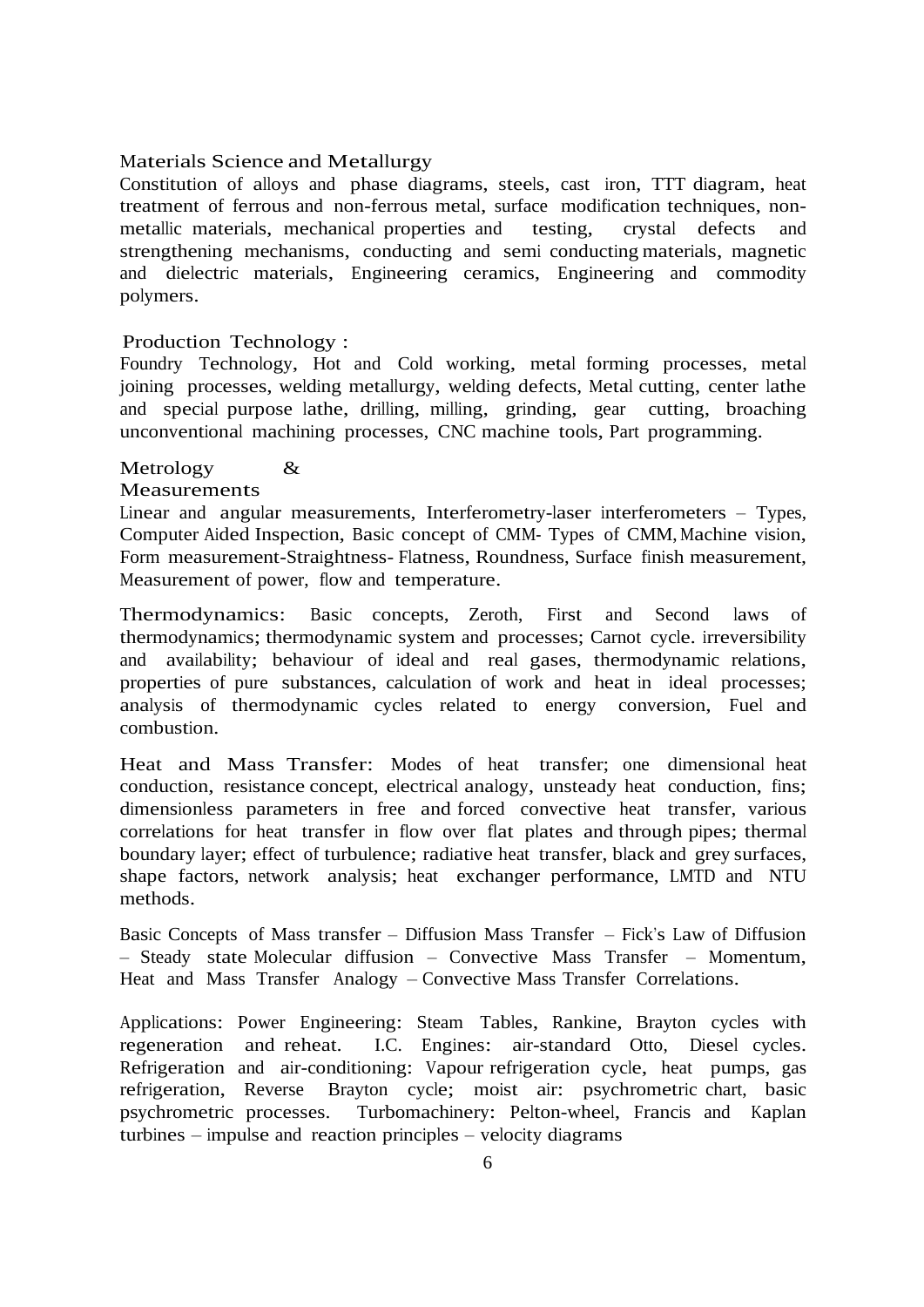### Materials Science and Metallurgy

Constitution of alloys and phase diagrams, steels, cast iron, TTT diagram, heat treatment of ferrous and non-ferrous metal, surface modification techniques, non-metallic materials, mechanical properties and testing, crystal defects and strengthening mechanisms, conducting and semi conducting materials, magnetic and dielectric materials, Engineering ceramics, Engineering and commodity polymers.

### Production Technology :

Foundry Technology, Hot and Cold working, metal forming processes, metal joining processes, welding metallurgy, welding defects, Metal cutting, center lathe and special purpose lathe, drilling, milling, grinding, gear cutting, broaching unconventional machining processes, CNC machine tools, Part programming.

### Metrology & Measurements

Linear and angular measurements, Interferometry-laser interferometers – Types, Computer Aided Inspection, Basic concept of CMM- Types of CMM, Machine vision, Form measurement-Straightness- Flatness, Roundness, Surface finish measurement, Measurement of power, flow and temperature.

**Thermodynamics:** Basic concepts, Zeroth, First and Second laws of thermodynamics; thermodynamic system and processes; Carnot cycle. irreversibility and availability; behaviour of ideal and real gases, thermodynamic relations, properties of pure substances, calculation of work and heat in ideal processes; analysis of thermodynamic cycles related to energy conversion, Fuel and combustion.

**Heat and Mass Transfer:** Modes of heat transfer; one dimensional heat conduction, resistance concept, electrical analogy, unsteady heat conduction, fins; dimensionless parameters in free and forced convective heat transfer, various correlations for heat transfer in flow over flat plates and through pipes; thermal boundary layer; effect of turbulence; radiative heat transfer, black and grey surfaces, shape factors, network analysis; heat exchanger performance, LMTD and NTU methods.

Basic Concepts of Mass transfer – Diffusion Mass Transfer – Fick's Law of Diffusion – Steady state Molecular diffusion – Convective Mass Transfer – Momentum, Heat and Mass Transfer Analogy – Convective Mass Transfer Correlations.

Applications: Power Engineering: Steam Tables, Rankine, Brayton cycles with regeneration and reheat. I.C. Engines: air-standard Otto, Diesel cycles. Refrigeration and air-conditioning: Vapour refrigeration cycle, heat pumps, gas refrigeration, Reverse Brayton cycle; moist air: psychrometric chart, basic psychrometric processes. Turbomachinery: Pelton-wheel, Francis and Kaplan turbines – impulse and reaction principles – velocity diagrams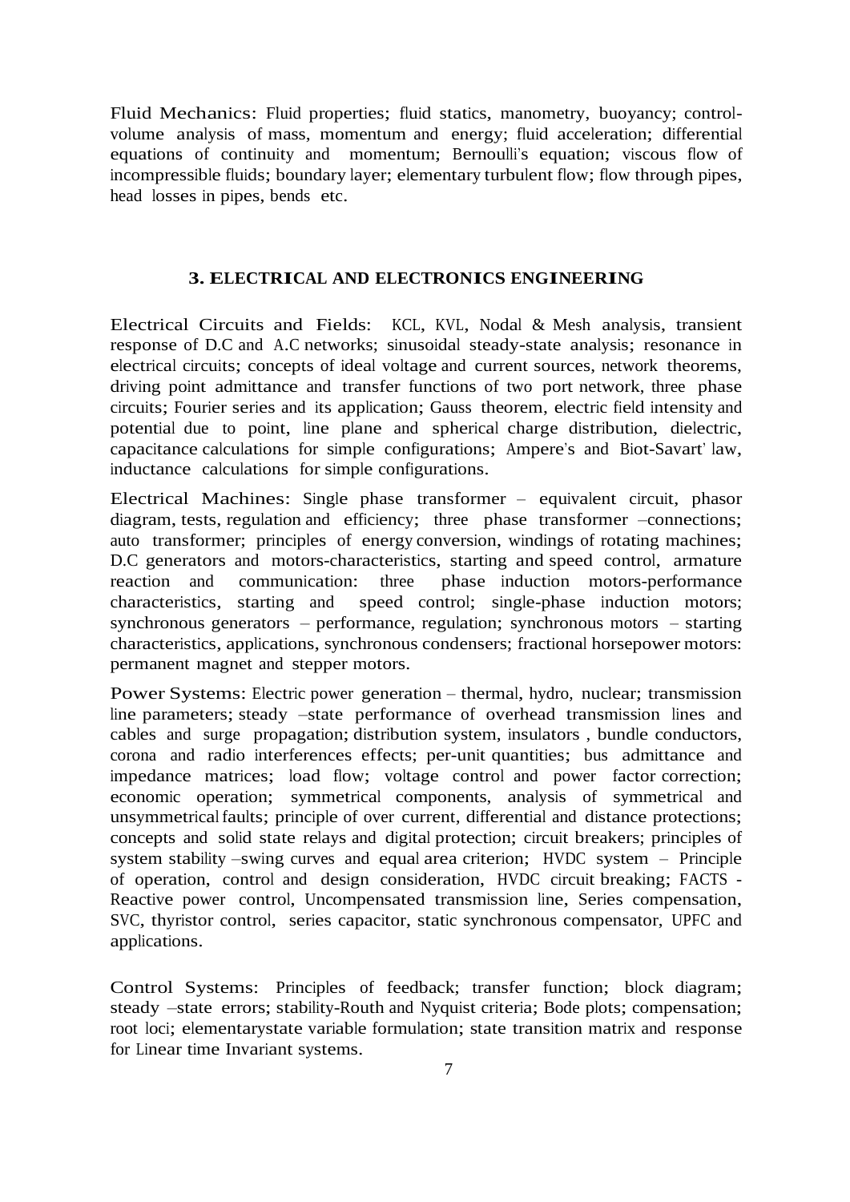Fluid Mechanics: Fluid properties; fluid statics, manometry, buoyancy; control-volume analysis of mass, momentum and energy; fluid acceleration; differential equations of continuity and momentum; Bernoulli's equation; viscous flow of incompressible fluids; boundary layer; elementary turbulent flow; flow through pipes, head losses in pipes, bends etc.

## 3. ELECTRICAL AND ELECTRONICS ENGINEERING

Electrical Circuits and Fields: KCL, KVL, Nodal & Mesh analysis, transient response of D.C and A.C networks; sinusoidal steady-state analysis; resonance in electrical circuits; concepts of ideal voltage and current sources, network theorems, driving point admittance and transfer functions of two port network, three phase circuits; Fourier series and its application; Gauss theorem, electric field intensity and potential due to point, line plane and spherical charge distribution, dielectric, capacitance calculations for simple configurations; Ampere's and Biot-Savart' law, inductance calculations for simple configurations.

Electrical Machines: Single phase transformer – equivalent circuit, phasor diagram, tests, regulation and efficiency; three phase transformer –connections; auto transformer; principles of energy conversion, windings of rotating machines; D.C generators and motors-characteristics, starting and speed control, armature reaction and communication: three phase induction motors-performance characteristics, starting and speed control; single-phase induction motors; synchronous generators – performance, regulation; synchronous motors – starting characteristics, applications, synchronous condensers; fractional horsepower motors: permanent magnet and stepper motors.

Power Systems: Electric power generation – thermal, hydro, nuclear; transmission line parameters; steady –state performance of overhead transmission lines and cables and surge propagation; distribution system, insulators , bundle conductors, corona and radio interferences effects; per-unit quantities; bus admittance and impedance matrices; load flow; voltage control and power factor correction; economic operation; symmetrical components, analysis of symmetrical and unsymmetrical faults; principle of over current, differential and distance protections; concepts and solid state relays and digital protection; circuit breakers; principles of system stability –swing curves and equal area criterion; HVDC system – Principle of operation, control and design consideration, HVDC circuit breaking; FACTS - Reactive power control, Uncompensated transmission line, Series compensation, SVC, thyristor control, series capacitor, static synchronous compensator, UPFC and applications.

Control Systems: Principles of feedback; transfer function; block diagram; steady –state errors; stability-Routh and Nyquist criteria; Bode plots; compensation; root loci; elementarystate variable formulation; state transition matrix and response for Linear time Invariant systems.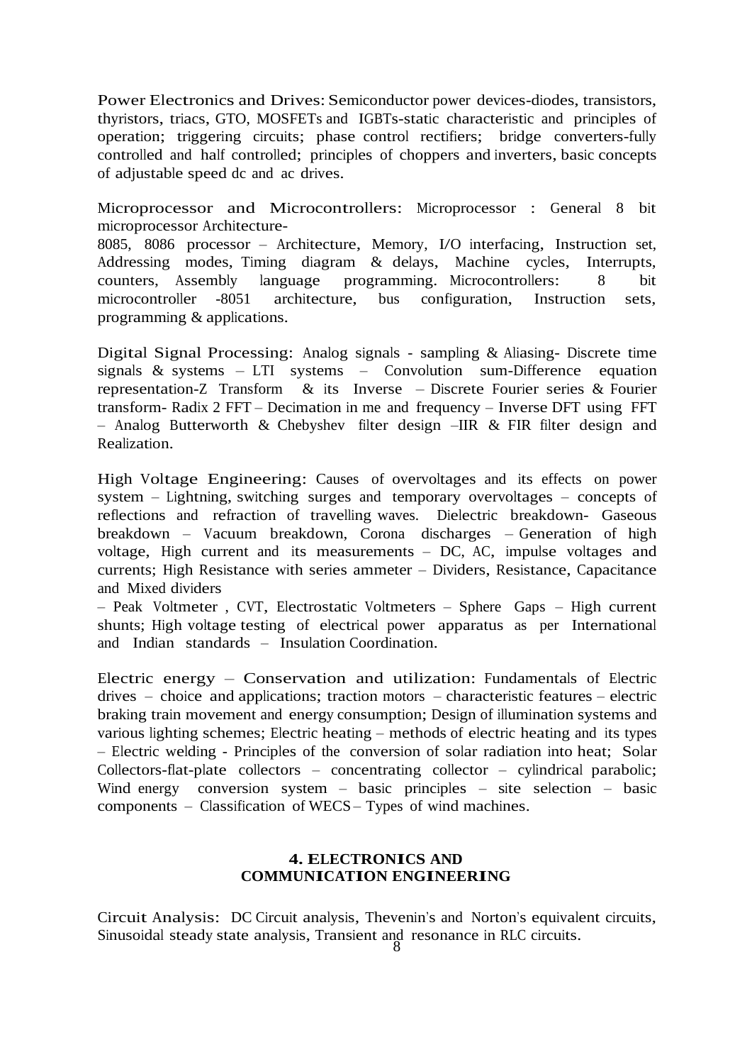Power Electronics and Drives: Semiconductor power devices-diodes, transistors, thyristors, triacs, GTO, MOSFETs and IGBTs-static characteristic and principles of operation; triggering circuits; phase control rectifiers; bridge converters-fully controlled and half controlled; principles of choppers and inverters, basic concepts of adjustable speed dc and ac drives.

Microprocessor and Microcontrollers: Microprocessor : General 8 bit microprocessor Architecture-
8085, 8086 processor – Architecture, Memory, I/O interfacing, Instruction set, Addressing modes, Timing diagram & delays, Machine cycles, Interrupts, counters, Assembly language programming. Microcontrollers: 8 bit microcontroller -8051 architecture, bus configuration, Instruction sets, programming & applications.

Digital Signal Processing: Analog signals - sampling & Aliasing- Discrete time signals & systems – LTI systems – Convolution sum-Difference equation representation-Z Transform & its Inverse – Discrete Fourier series & Fourier transform- Radix 2 FFT – Decimation in me and frequency – Inverse DFT using FFT – Analog Butterworth & Chebyshev filter design –IIR & FIR filter design and Realization.

High Voltage Engineering: Causes of overvoltages and its effects on power system – Lightning, switching surges and temporary overvoltages – concepts of reflections and refraction of travelling waves. Dielectric breakdown- Gaseous breakdown – Vacuum breakdown, Corona discharges – Generation of high voltage, High current and its measurements – DC, AC, impulse voltages and currents; High Resistance with series ammeter – Dividers, Resistance, Capacitance and Mixed dividers
– Peak Voltmeter , CVT, Electrostatic Voltmeters – Sphere Gaps – High current shunts; High voltage testing of electrical power apparatus as per International and Indian standards – Insulation Coordination.

Electric energy – Conservation and utilization: Fundamentals of Electric drives – choice and applications; traction motors – characteristic features – electric braking train movement and energy consumption; Design of illumination systems and various lighting schemes; Electric heating – methods of electric heating and its types – Electric welding - Principles of the conversion of solar radiation into heat; Solar Collectors-flat-plate collectors – concentrating collector – cylindrical parabolic; Wind energy conversion system – basic principles – site selection – basic components – Classification of WECS – Types of wind machines.

## 4. ELECTRONICS AND COMMUNICATION ENGINEERING

Circuit Analysis: DC Circuit analysis, Thevenin's and Norton's equivalent circuits, Sinusoidal steady state analysis, Transient and resonance in RLC circuits.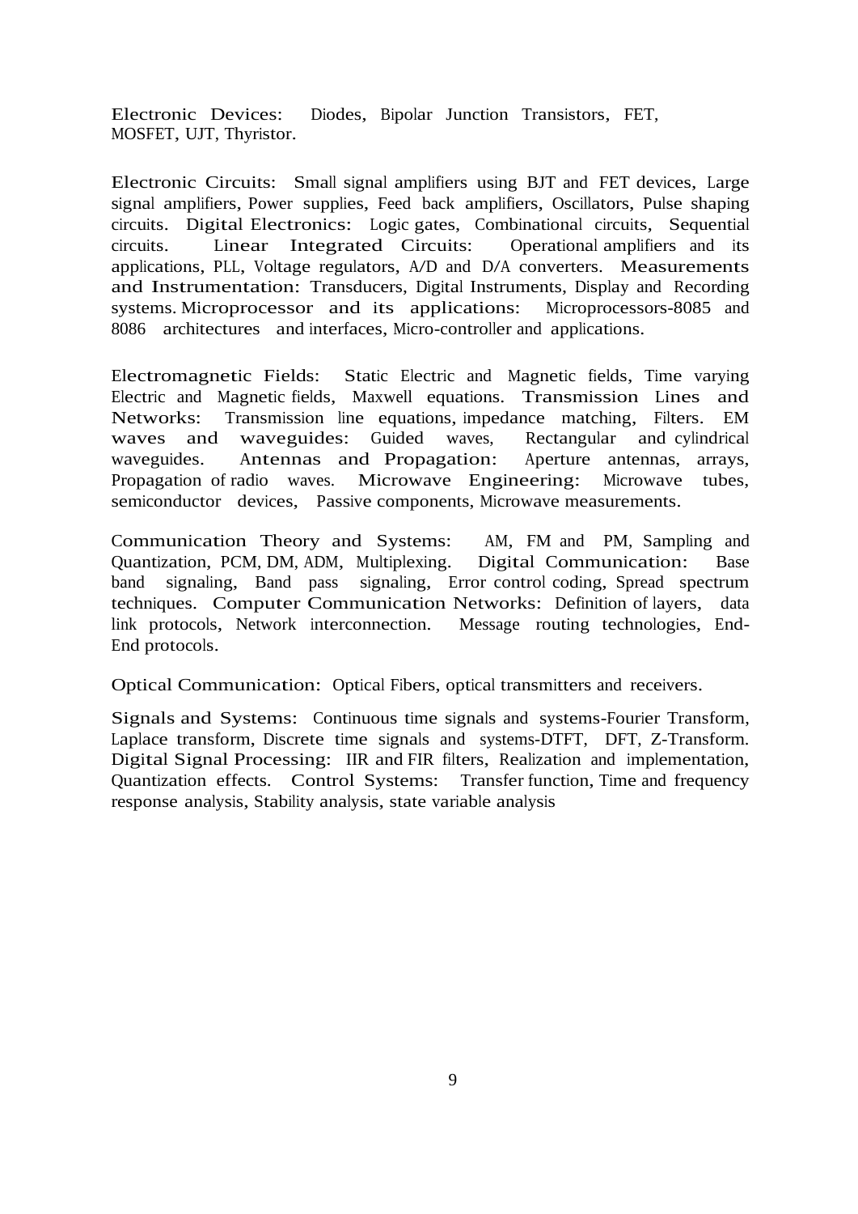Electronic Devices: Diodes, Bipolar Junction Transistors, FET, MOSFET, UJT, Thyristor.

Electronic Circuits: Small signal amplifiers using BJT and FET devices, Large signal amplifiers, Power supplies, Feed back amplifiers, Oscillators, Pulse shaping circuits. Digital Electronics: Logic gates, Combinational circuits, Sequential circuits. Linear Integrated Circuits: Operational amplifiers and its applications, PLL, Voltage regulators, A/D and D/A converters. Measurements and Instrumentation: Transducers, Digital Instruments, Display and Recording systems. Microprocessor and its applications: Microprocessors-8085 and 8086 architectures and interfaces, Micro-controller and applications.

Electromagnetic Fields: Static Electric and Magnetic fields, Time varying Electric and Magnetic fields, Maxwell equations. Transmission Lines and Networks: Transmission line equations, impedance matching, Filters. EM waves and waveguides: Guided waves, Rectangular and cylindrical waveguides. Antennas and Propagation: Aperture antennas, arrays, Propagation of radio waves. Microwave Engineering: Microwave tubes, semiconductor devices, Passive components, Microwave measurements.

Communication Theory and Systems: AM, FM and PM, Sampling and Quantization, PCM, DM, ADM, Multiplexing. Digital Communication: Base band signaling, Band pass signaling, Error control coding, Spread spectrum techniques. Computer Communication Networks: Definition of layers, data link protocols, Network interconnection. Message routing technologies, End-End protocols.

Optical Communication: Optical Fibers, optical transmitters and receivers.

Signals and Systems: Continuous time signals and systems-Fourier Transform, Laplace transform, Discrete time signals and systems-DTFT, DFT, Z-Transform. Digital Signal Processing: IIR and FIR filters, Realization and implementation, Quantization effects. Control Systems: Transfer function, Time and frequency response analysis, Stability analysis, state variable analysis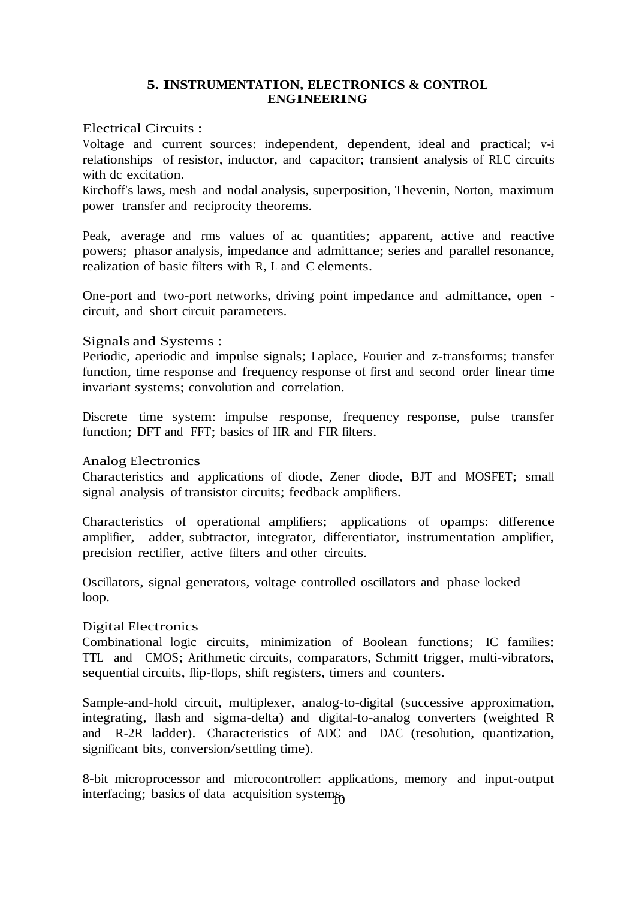## 5. INSTRUMENTATION, ELECTRONICS & CONTROL ENGINEERING

### Electrical Circuits :

Voltage and current sources: independent, dependent, ideal and practical; v-i relationships of resistor, inductor, and capacitor; transient analysis of RLC circuits with dc excitation.

Kirchoff's laws, mesh and nodal analysis, superposition, Thevenin, Norton, maximum power transfer and reciprocity theorems.

Peak, average and rms values of ac quantities; apparent, active and reactive powers; phasor analysis, impedance and admittance; series and parallel resonance, realization of basic filters with R, L and C elements.

One-port and two-port networks, driving point impedance and admittance, open - circuit, and short circuit parameters.

### Signals and Systems :

Periodic, aperiodic and impulse signals; Laplace, Fourier and z-transforms; transfer function, time response and frequency response of first and second order linear time invariant systems; convolution and correlation.

Discrete time system: impulse response, frequency response, pulse transfer function; DFT and FFT; basics of IIR and FIR filters.

### Analog Electronics

Characteristics and applications of diode, Zener diode, BJT and MOSFET; small signal analysis of transistor circuits; feedback amplifiers.

Characteristics of operational amplifiers; applications of opamps: difference amplifier, adder, subtractor, integrator, differentiator, instrumentation amplifier, precision rectifier, active filters and other circuits.

Oscillators, signal generators, voltage controlled oscillators and phase locked loop.

### Digital Electronics

Combinational logic circuits, minimization of Boolean functions; IC families: TTL and CMOS; Arithmetic circuits, comparators, Schmitt trigger, multi-vibrators, sequential circuits, flip-flops, shift registers, timers and counters.

Sample-and-hold circuit, multiplexer, analog-to-digital (successive approximation, integrating, flash and sigma-delta) and digital-to-analog converters (weighted R and R-2R ladder). Characteristics of ADC and DAC (resolution, quantization, significant bits, conversion/settling time).

8-bit microprocessor and microcontroller: applications, memory and input-output interfacing; basics of data acquisition systems.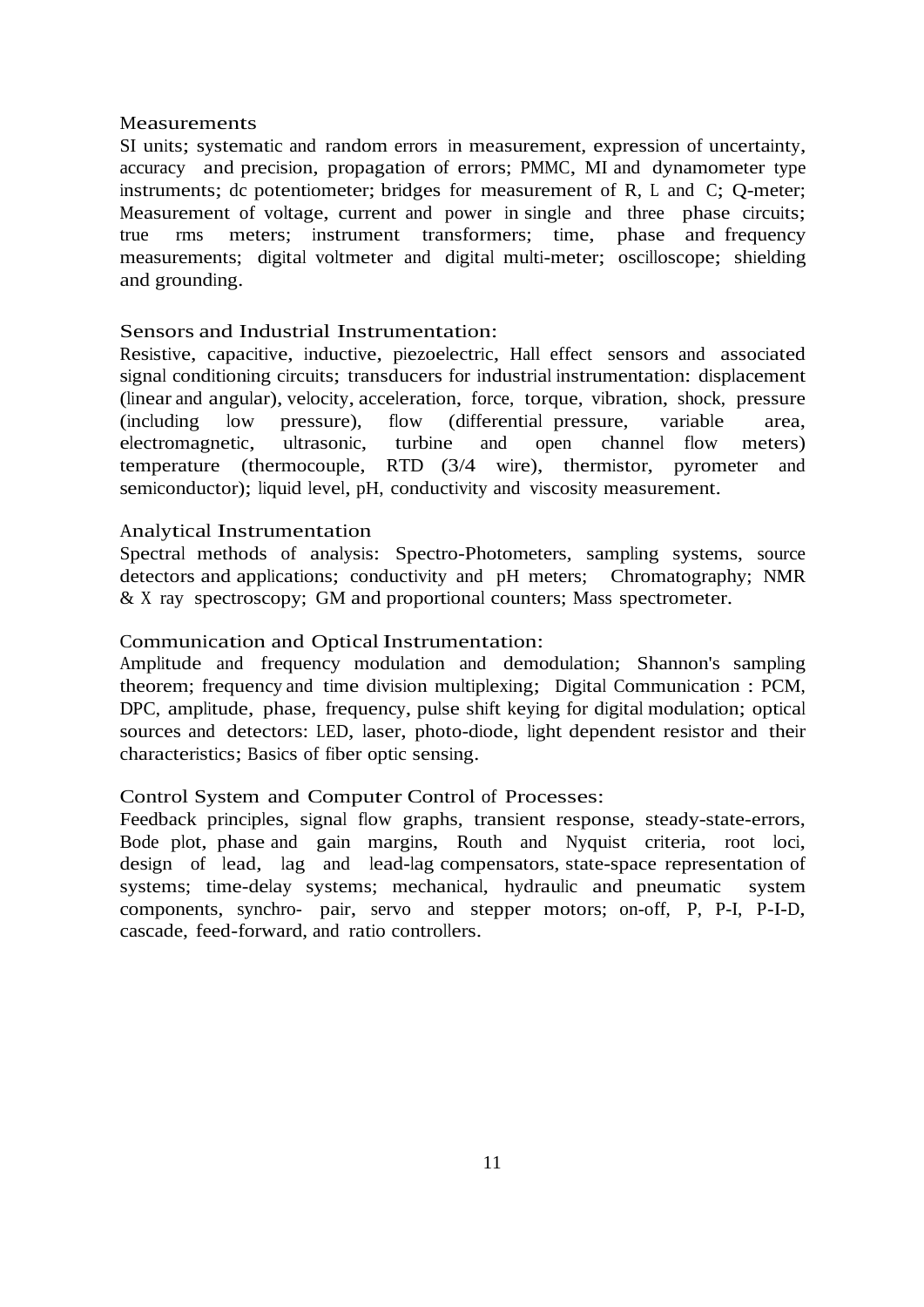### Measurements

SI units; systematic and random errors in measurement, expression of uncertainty, accuracy and precision, propagation of errors; PMMC, MI and dynamometer type instruments; dc potentiometer; bridges for measurement of R, L and C; Q-meter; Measurement of voltage, current and power in single and three phase circuits; true rms meters; instrument transformers; time, phase and frequency measurements; digital voltmeter and digital multi-meter; oscilloscope; shielding and grounding.

### Sensors and Industrial Instrumentation:

Resistive, capacitive, inductive, piezoelectric, Hall effect sensors and associated signal conditioning circuits; transducers for industrial instrumentation: displacement (linear and angular), velocity, acceleration, force, torque, vibration, shock, pressure (including low pressure), flow (differential pressure, variable area, electromagnetic, ultrasonic, turbine and open channel flow meters) temperature (thermocouple, RTD (3/4 wire), thermistor, pyrometer and semiconductor); liquid level, pH, conductivity and viscosity measurement.

### Analytical Instrumentation

Spectral methods of analysis: Spectro-Photometers, sampling systems, source detectors and applications; conductivity and pH meters; Chromatography; NMR & X ray spectroscopy; GM and proportional counters; Mass spectrometer.

### Communication and Optical Instrumentation:

Amplitude and frequency modulation and demodulation; Shannon's sampling theorem; frequency and time division multiplexing; Digital Communication : PCM, DPC, amplitude, phase, frequency, pulse shift keying for digital modulation; optical sources and detectors: LED, laser, photo-diode, light dependent resistor and their characteristics; Basics of fiber optic sensing.

### Control System and Computer Control of Processes:

Feedback principles, signal flow graphs, transient response, steady-state-errors, Bode plot, phase and gain margins, Routh and Nyquist criteria, root loci, design of lead, lag and lead-lag compensators, state-space representation of systems; time-delay systems; mechanical, hydraulic and pneumatic system components, synchro- pair, servo and stepper motors; on-off, P, P-I, P-I-D, cascade, feed-forward, and ratio controllers.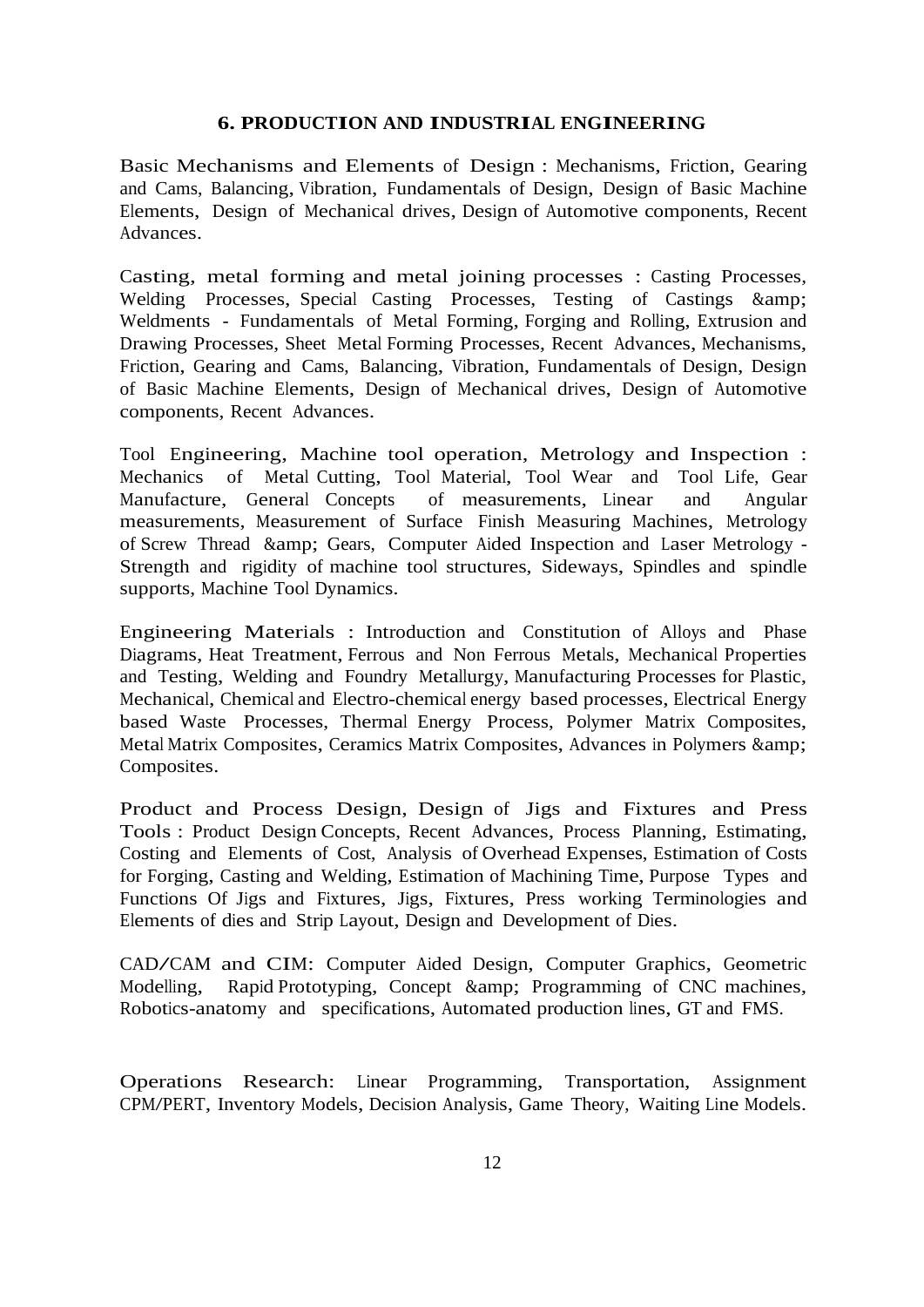### 6. PRODUCTION AND INDUSTRIAL ENGINEERING

Basic Mechanisms and Elements of Design : Mechanisms, Friction, Gearing and Cams, Balancing, Vibration, Fundamentals of Design, Design of Basic Machine Elements, Design of Mechanical drives, Design of Automotive components, Recent Advances.

Casting, metal forming and metal joining processes : Casting Processes, Welding Processes, Special Casting Processes, Testing of Castings &amp; Weldments - Fundamentals of Metal Forming, Forging and Rolling, Extrusion and Drawing Processes, Sheet Metal Forming Processes, Recent Advances, Mechanisms, Friction, Gearing and Cams, Balancing, Vibration, Fundamentals of Design, Design of Basic Machine Elements, Design of Mechanical drives, Design of Automotive components, Recent Advances.

Tool Engineering, Machine tool operation, Metrology and Inspection : Mechanics of Metal Cutting, Tool Material, Tool Wear and Tool Life, Gear Manufacture, General Concepts of measurements, Linear and Angular measurements, Measurement of Surface Finish Measuring Machines, Metrology of Screw Thread &amp; Gears, Computer Aided Inspection and Laser Metrology - Strength and rigidity of machine tool structures, Sideways, Spindles and spindle supports, Machine Tool Dynamics.

Engineering Materials : Introduction and Constitution of Alloys and Phase Diagrams, Heat Treatment, Ferrous and Non Ferrous Metals, Mechanical Properties and Testing, Welding and Foundry Metallurgy, Manufacturing Processes for Plastic, Mechanical, Chemical and Electro-chemical energy based processes, Electrical Energy based Waste Processes, Thermal Energy Process, Polymer Matrix Composites, Metal Matrix Composites, Ceramics Matrix Composites, Advances in Polymers &amp; Composites.

Product and Process Design, Design of Jigs and Fixtures and Press Tools : Product Design Concepts, Recent Advances, Process Planning, Estimating, Costing and Elements of Cost, Analysis of Overhead Expenses, Estimation of Costs for Forging, Casting and Welding, Estimation of Machining Time, Purpose Types and Functions Of Jigs and Fixtures, Jigs, Fixtures, Press working Terminologies and Elements of dies and Strip Layout, Design and Development of Dies.

CAD/CAM and CIM: Computer Aided Design, Computer Graphics, Geometric Modelling, Rapid Prototyping, Concept &amp; Programming of CNC machines, Robotics-anatomy and specifications, Automated production lines, GT and FMS.

Operations Research: Linear Programming, Transportation, Assignment CPM/PERT, Inventory Models, Decision Analysis, Game Theory, Waiting Line Models.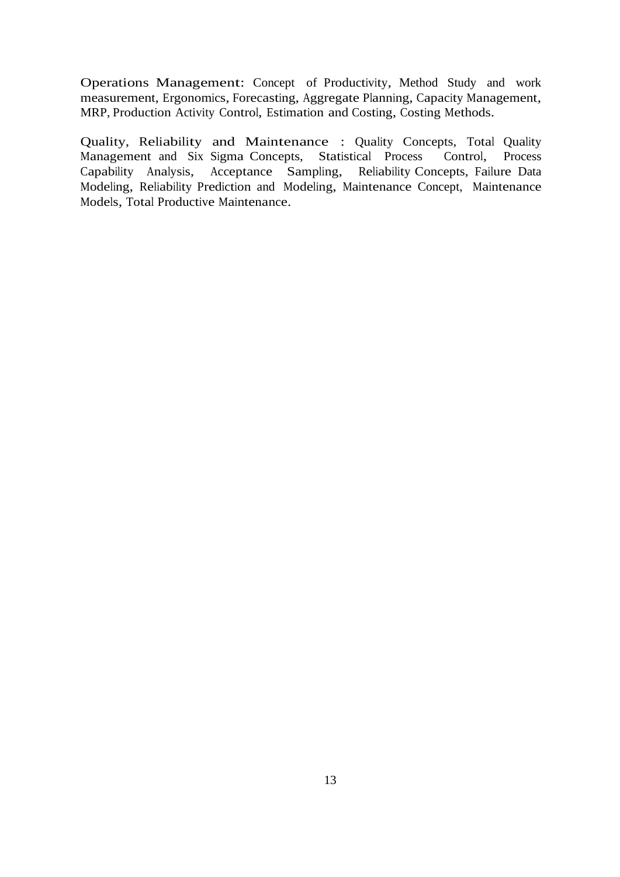Operations Management: Concept of Productivity, Method Study and work measurement, Ergonomics, Forecasting, Aggregate Planning, Capacity Management, MRP, Production Activity Control, Estimation and Costing, Costing Methods.

Quality, Reliability and Maintenance : Quality Concepts, Total Quality Management and Six Sigma Concepts, Statistical Process Control, Process Capability Analysis, Acceptance Sampling, Reliability Concepts, Failure Data Modeling, Reliability Prediction and Modeling, Maintenance Concept, Maintenance Models, Total Productive Maintenance.